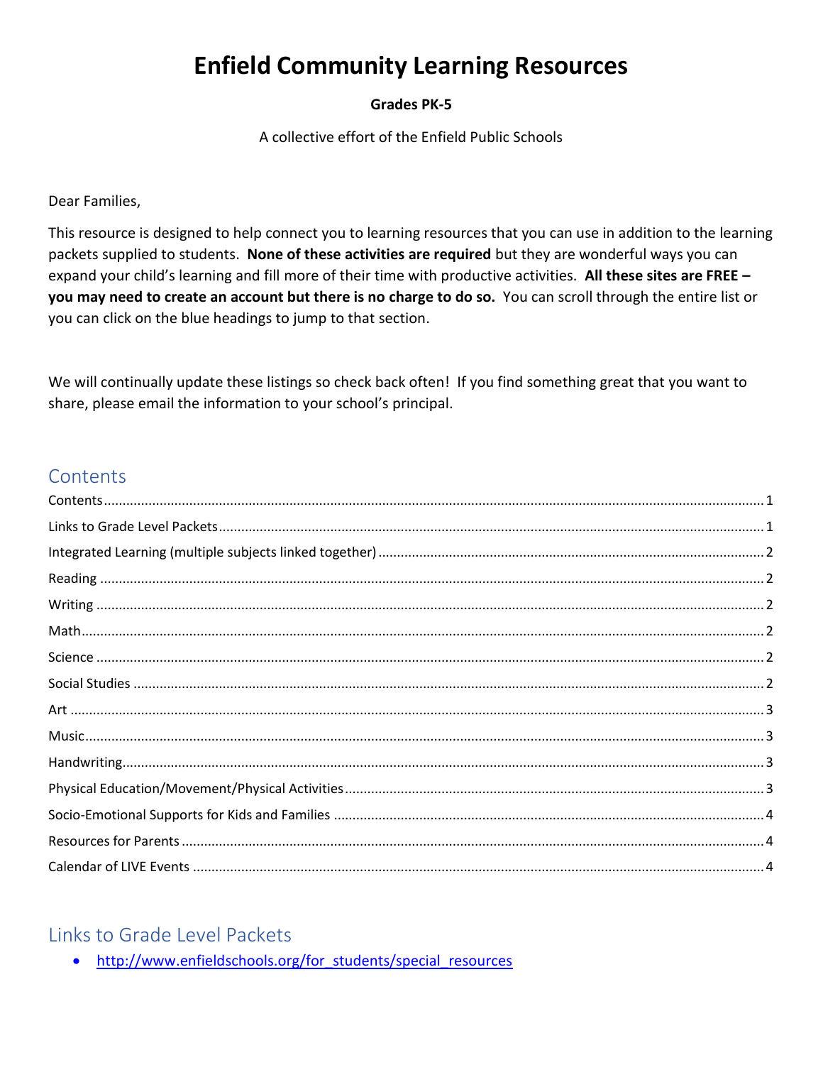# Enfield Community Learning Resources

**Grades PK-5**

A collective effort of the Enfield Public Schools

Dear Families,

This resource is designed to help connect you to learning resources that you can use in addition to the learning packets supplied to students. **None of these activities are required** but they are wonderful ways you can expand your child's learning and fill more of their time with productive activities. **All these sites are FREE – you may need to create an account but there is no charge to do so.** You can scroll through the entire list or you can click on the blue headings to jump to that section.

We will continually update these listings so check back often! If you find something great that you want to share, please email the information to your school's principal.

## Contents

- Contents ..... 1
- Links to Grade Level Packets ..... 1
- Integrated Learning (multiple subjects linked together) ..... 2
- Reading ..... 2
- Writing ..... 2
- Math ..... 2
- Science ..... 2
- Social Studies ..... 2
- Art ..... 3
- Music ..... 3
- Handwriting ..... 3
- Physical Education/Movement/Physical Activities ..... 3
- Socio-Emotional Supports for Kids and Families ..... 4
- Resources for Parents ..... 4
- Calendar of LIVE Events ..... 4

## Links to Grade Level Packets

- http://www.enfieldschools.org/for_students/special_resources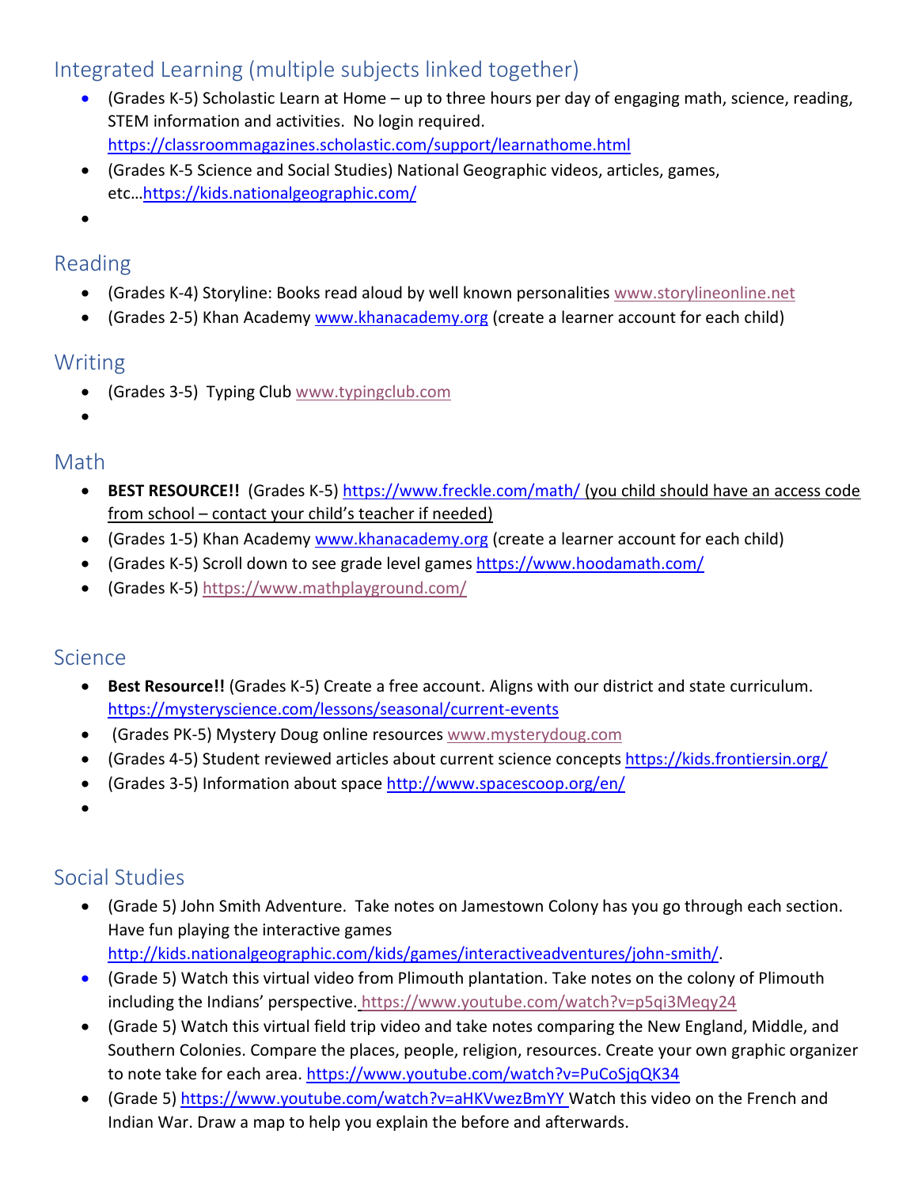## Integrated Learning (multiple subjects linked together)

- (Grades K-5) Scholastic Learn at Home – up to three hours per day of engaging math, science, reading, STEM information and activities. No login required. https://classroommagazines.scholastic.com/support/learnathome.html
- (Grades K-5 Science and Social Studies) National Geographic videos, articles, games, etc…https://kids.nationalgeographic.com/

## Reading

- (Grades K-4) Storyline: Books read aloud by well known personalities www.storylineonline.net
- (Grades 2-5) Khan Academy www.khanacademy.org (create a learner account for each child)

## Writing

- (Grades 3-5) Typing Club www.typingclub.com

## Math

- **BEST RESOURCE!!** (Grades K-5) https://www.freckle.com/math/ (you child should have an access code from school – contact your child's teacher if needed)
- (Grades 1-5) Khan Academy www.khanacademy.org (create a learner account for each child)
- (Grades K-5) Scroll down to see grade level games https://www.hoodamath.com/
- (Grades K-5) https://www.mathplayground.com/

## Science

- **Best Resource!!** (Grades K-5) Create a free account. Aligns with our district and state curriculum. https://mysteryscience.com/lessons/seasonal/current-events
- (Grades PK-5) Mystery Doug online resources www.mysterydoug.com
- (Grades 4-5) Student reviewed articles about current science concepts https://kids.frontiersin.org/
- (Grades 3-5) Information about space http://www.spacescoop.org/en/

## Social Studies

- (Grade 5) John Smith Adventure. Take notes on Jamestown Colony has you go through each section. Have fun playing the interactive games http://kids.nationalgeographic.com/kids/games/interactiveadventures/john-smith/.
- (Grade 5) Watch this virtual video from Plimouth plantation. Take notes on the colony of Plimouth including the Indians' perspective. https://www.youtube.com/watch?v=p5qi3Meqy24
- (Grade 5) Watch this virtual field trip video and take notes comparing the New England, Middle, and Southern Colonies. Compare the places, people, religion, resources. Create your own graphic organizer to note take for each area. https://www.youtube.com/watch?v=PuCoSjqQK34
- (Grade 5) https://www.youtube.com/watch?v=aHKVwezBmYY Watch this video on the French and Indian War. Draw a map to help you explain the before and afterwards.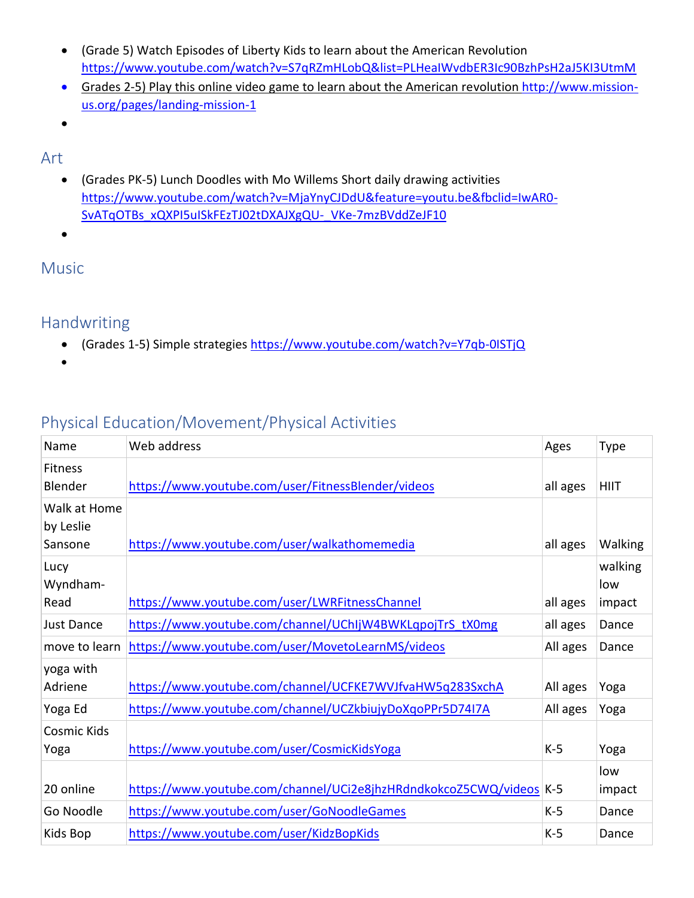- (Grade 5) Watch Episodes of Liberty Kids to learn about the American Revolution https://www.youtube.com/watch?v=S7qRZmHLobQ&list=PLHeaIWvdbER3Ic90BzhPsH2aJ5KI3UtmM
- Grades 2-5) Play this online video game to learn about the American revolution http://www.mission-us.org/pages/landing-mission-1
-

## Art

- (Grades PK-5) Lunch Doodles with Mo Willems Short daily drawing activities https://www.youtube.com/watch?v=MjaYnyCJDdU&feature=youtu.be&fbclid=IwAR0-SvATqOTBs_xQXPI5uISkFEzTJ02tDXAJXgQU-_VKe-7mzBVddZeJF10
-

## Music

## Handwriting

- (Grades 1-5) Simple strategies https://www.youtube.com/watch?v=Y7qb-0ISTjQ
-

## Physical Education/Movement/Physical Activities

| Name | Web address | Ages | Type |
|---|---|---|---|
| Fitness Blender | https://www.youtube.com/user/FitnessBlender/videos | all ages | HIIT |
| Walk at Home by Leslie Sansone | https://www.youtube.com/user/walkathomemedia | all ages | Walking |
| Lucy Wyndham-Read | https://www.youtube.com/user/LWRFitnessChannel | all ages | walking low impact |
| Just Dance | https://www.youtube.com/channel/UChIjW4BWKLqpojTrS_tX0mg | all ages | Dance |
| move to learn | https://www.youtube.com/user/MovetoLearnMS/videos | All ages | Dance |
| yoga with Adriene | https://www.youtube.com/channel/UCFKE7WVJfvaHW5q283SxchA | All ages | Yoga |
| Yoga Ed | https://www.youtube.com/channel/UCZkbiujyDoXqoPPr5D74I7A | All ages | Yoga |
| Cosmic Kids Yoga | https://www.youtube.com/user/CosmicKidsYoga | K-5 | Yoga |
| 20 online | https://www.youtube.com/channel/UCi2e8jhzHRdndkokcoZ5CWQ/videos | K-5 | low impact |
| Go Noodle | https://www.youtube.com/user/GoNoodleGames | K-5 | Dance |
| Kids Bop | https://www.youtube.com/user/KidzBopKids | K-5 | Dance |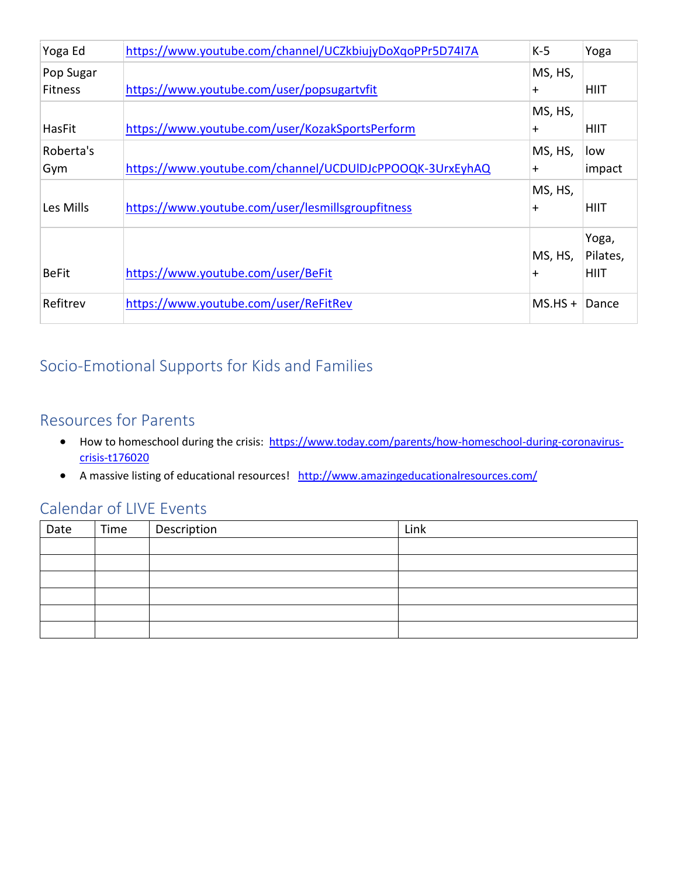| | | | |
|---|---|---|---|
| Yoga Ed | https://www.youtube.com/channel/UCZkbiujyDoXqoPPr5D74I7A | K-5 | Yoga |
| Pop Sugar Fitness | https://www.youtube.com/user/popsugartvfit | MS, HS, + | HIIT |
| HasFit | https://www.youtube.com/user/KozakSportsPerform | MS, HS, + | HIIT |
| Roberta's Gym | https://www.youtube.com/channel/UCDUlDJcPPOOQK-3UrxEyhAQ | MS, HS, + | low impact |
| Les Mills | https://www.youtube.com/user/lesmillsgroupfitness | MS, HS, + | HIIT |
| BeFit | https://www.youtube.com/user/BeFit | MS, HS, + | Yoga, Pilates, HIIT |
| Refitrev | https://www.youtube.com/user/ReFitRev | MS.HS + | Dance |

## Socio-Emotional Supports for Kids and Families

## Resources for Parents

- How to homeschool during the crisis: https://www.today.com/parents/how-homeschool-during-coronavirus-crisis-t176020
- A massive listing of educational resources! http://www.amazingeducationalresources.com/

## Calendar of LIVE Events

| Date | Time | Description | Link |
|---|---|---|---|
| | | | |
| | | | |
| | | | |
| | | | |
| | | | |
| | | | |